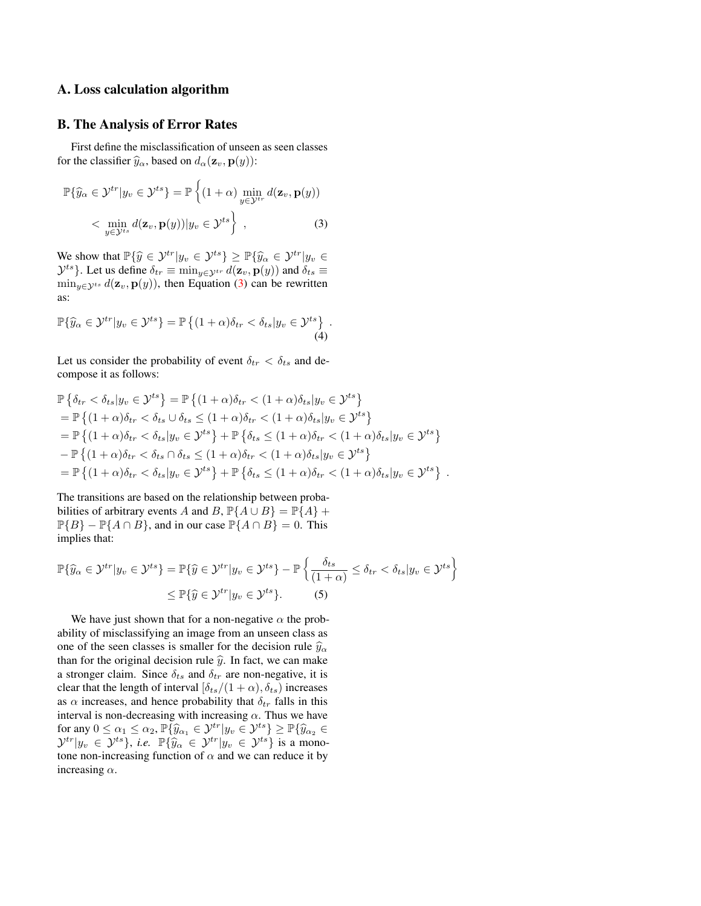## A. Loss calculation algorithm

## B. The Analysis of Error Rates

First define the misclassification of unseen as seen classes for the classifier $\widehat{y}_\alpha$, based on $d_\alpha(\mathbf{z}_v, \mathbf{p}(y))$:

$$
\mathbb{P}\{\widehat{y}_\alpha \in \mathcal{Y}^{tr} | y_v \in \mathcal{Y}^{ts}\} = \mathbb{P}\left\{(1+\alpha) \min_{y \in \mathcal{Y}^{tr}} d(\mathbf{z}_v, \mathbf{p}(y)) < \min_{y \in \mathcal{Y}^{ts}} d(\mathbf{z}_v, \mathbf{p}(y)) | y_v \in \mathcal{Y}^{ts}\right\} , \tag{3}
$$

We show that $\mathbb{P}\{\widehat{y} \in \mathcal{Y}^{tr} | y_v \in \mathcal{Y}^{ts}\} \geq \mathbb{P}\{\widehat{y}_\alpha \in \mathcal{Y}^{tr} | y_v \in \mathcal{Y}^{ts}\}$. Let us define $\delta_{tr} \equiv \min_{y \in \mathcal{Y}^{tr}} d(\mathbf{z}_v, \mathbf{p}(y))$ and $\delta_{ts} \equiv \min_{y \in \mathcal{Y}^{ts}} d(\mathbf{z}_v, \mathbf{p}(y))$, then Equation (3) can be rewritten as:

$$
\mathbb{P}\{\widehat{y}_\alpha \in \mathcal{Y}^{tr} | y_v \in \mathcal{Y}^{ts}\} = \mathbb{P}\left\{(1+\alpha)\delta_{tr} < \delta_{ts} | y_v \in \mathcal{Y}^{ts}\right\} . \tag{4}
$$

Let us consider the probability of event $\delta_{tr} < \delta_{ts}$ and decompose it as follows:

$$
\begin{aligned}
&\mathbb{P}\left\{\delta_{tr} < \delta_{ts} | y_v \in \mathcal{Y}^{ts}\right\} = \mathbb{P}\left\{(1+\alpha)\delta_{tr} < (1+\alpha)\delta_{ts} | y_v \in \mathcal{Y}^{ts}\right\} \\
&= \mathbb{P}\left\{(1+\alpha)\delta_{tr} < \delta_{ts} \cup \delta_{ts} \leq (1+\alpha)\delta_{tr} < (1+\alpha)\delta_{ts} | y_v \in \mathcal{Y}^{ts}\right\} \\
&= \mathbb{P}\left\{(1+\alpha)\delta_{tr} < \delta_{ts} | y_v \in \mathcal{Y}^{ts}\right\} + \mathbb{P}\left\{\delta_{ts} \leq (1+\alpha)\delta_{tr} < (1+\alpha)\delta_{ts} | y_v \in \mathcal{Y}^{ts}\right\} \\
&- \mathbb{P}\left\{(1+\alpha)\delta_{tr} < \delta_{ts} \cap \delta_{ts} \leq (1+\alpha)\delta_{tr} < (1+\alpha)\delta_{ts} | y_v \in \mathcal{Y}^{ts}\right\} \\
&= \mathbb{P}\left\{(1+\alpha)\delta_{tr} < \delta_{ts} | y_v \in \mathcal{Y}^{ts}\right\} + \mathbb{P}\left\{\delta_{ts} \leq (1+\alpha)\delta_{tr} < (1+\alpha)\delta_{ts} | y_v \in \mathcal{Y}^{ts}\right\} .
\end{aligned}
$$

The transitions are based on the relationship between probabilities of arbitrary events $A$ and $B$, $\mathbb{P}\{A \cup B\} = \mathbb{P}\{A\} + \mathbb{P}\{B\} - \mathbb{P}\{A \cap B\}$, and in our case $\mathbb{P}\{A \cap B\} = 0$. This implies that:

$$
\begin{aligned}
\mathbb{P}\{\widehat{y}_\alpha \in \mathcal{Y}^{tr} | y_v \in \mathcal{Y}^{ts}\} &= \mathbb{P}\{\widehat{y} \in \mathcal{Y}^{tr} | y_v \in \mathcal{Y}^{ts}\} - \mathbb{P}\left\{\frac{\delta_{ts}}{(1+\alpha)} \leq \delta_{tr} < \delta_{ts} | y_v \in \mathcal{Y}^{ts}\right\} \\
&\leq \mathbb{P}\{\widehat{y} \in \mathcal{Y}^{tr} | y_v \in \mathcal{Y}^{ts}\}.
\end{aligned} \tag{5}
$$

We have just shown that for a non-negative $\alpha$ the probability of misclassifying an image from an unseen class as one of the seen classes is smaller for the decision rule $\widehat{y}_\alpha$ than for the original decision rule $\widehat{y}$. In fact, we can make a stronger claim. Since $\delta_{ts}$ and $\delta_{tr}$ are non-negative, it is clear that the length of interval $[\delta_{ts}/(1+\alpha), \delta_{ts})$ increases as $\alpha$ increases, and hence probability that $\delta_{tr}$ falls in this interval is non-decreasing with increasing $\alpha$. Thus we have for any $0 \leq \alpha_1 \leq \alpha_2$, $\mathbb{P}\{\widehat{y}_{\alpha_1} \in \mathcal{Y}^{tr} | y_v \in \mathcal{Y}^{ts}\} \geq \mathbb{P}\{\widehat{y}_{\alpha_2} \in \mathcal{Y}^{tr} | y_v \in \mathcal{Y}^{ts}\}$, *i.e.* $\mathbb{P}\{\widehat{y}_\alpha \in \mathcal{Y}^{tr} | y_v \in \mathcal{Y}^{ts}\}$ is a monotone non-increasing function of $\alpha$ and we can reduce it by increasing $\alpha$.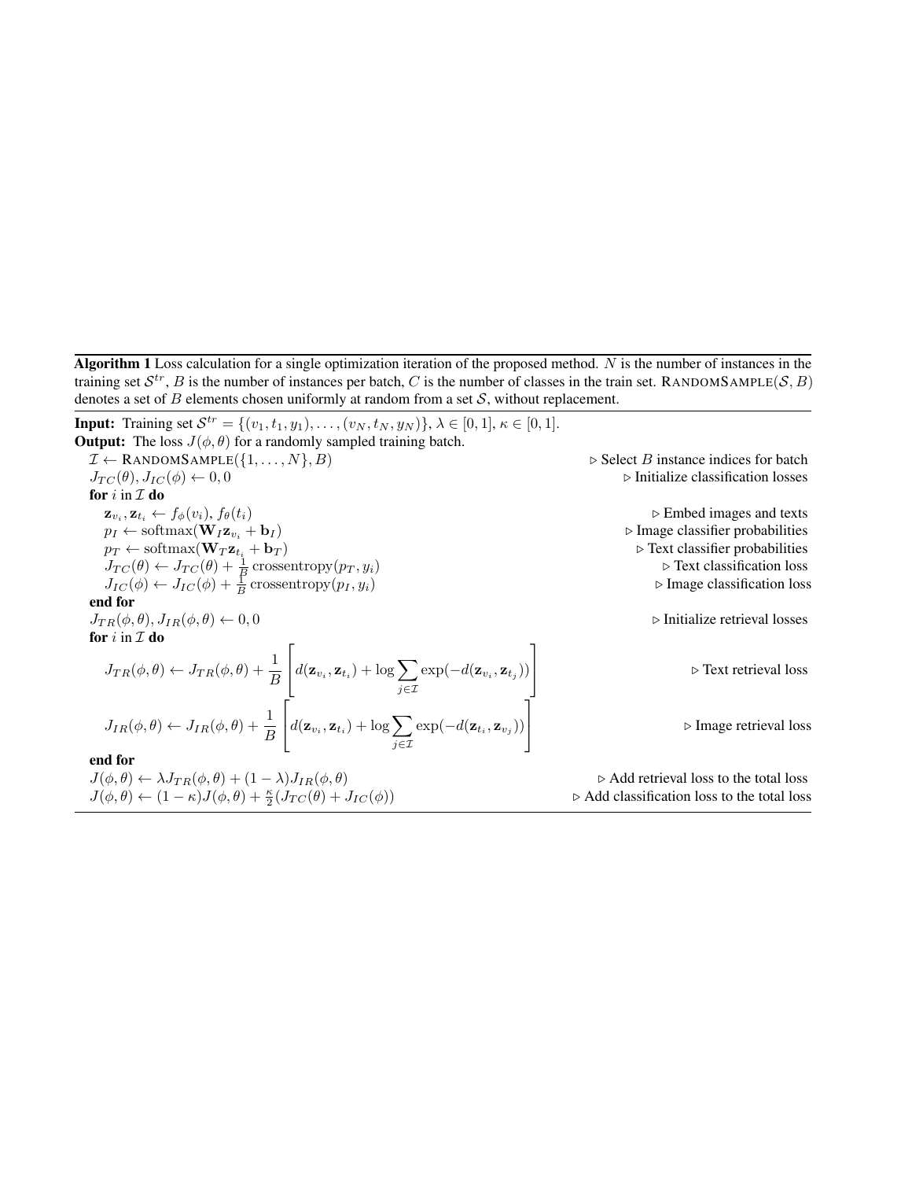**Algorithm 1** Loss calculation for a single optimization iteration of the proposed method. $N$ is the number of instances in the training set $\mathcal{S}^{tr}$, $B$ is the number of instances per batch, $C$ is the number of classes in the train set. $\text{RandomSample}(\mathcal{S}, B)$ denotes a set of $B$ elements chosen uniformly at random from a set $\mathcal{S}$, without replacement.

---

**Input:** Training set $\mathcal{S}^{tr} = \{(v_1, t_1, y_1), \ldots, (v_N, t_N, y_N)\}$, $\lambda \in [0, 1]$, $\kappa \in [0, 1]$.

**Output:** The loss $J(\phi, \theta)$ for a randomly sampled training batch.

$\mathcal{I} \leftarrow \text{RandomSample}(\{1, \ldots, N\}, B)$ ▷ Select $B$ instance indices for batch

$J_{TC}(\theta), J_{IC}(\phi) \leftarrow 0, 0$ ▷ Initialize classification losses

**for** $i$ in $\mathcal{I}$ **do**

  $\mathbf{z}_{v_i}, \mathbf{z}_{t_i} \leftarrow f_\phi(v_i), f_\theta(t_i)$ ▷ Embed images and texts

  $p_I \leftarrow \text{softmax}(\mathbf{W}_I \mathbf{z}_{v_i} + \mathbf{b}_I)$ ▷ Image classifier probabilities

  $p_T \leftarrow \text{softmax}(\mathbf{W}_T \mathbf{z}_{t_i} + \mathbf{b}_T)$ ▷ Text classifier probabilities

  $J_{TC}(\theta) \leftarrow J_{TC}(\theta) + \frac{1}{B}\,\text{crossentropy}(p_T, y_i)$ ▷ Text classification loss

  $J_{IC}(\phi) \leftarrow J_{IC}(\phi) + \frac{1}{B}\,\text{crossentropy}(p_I, y_i)$ ▷ Image classification loss

**end for**

$J_{TR}(\phi, \theta), J_{IR}(\phi, \theta) \leftarrow 0, 0$ ▷ Initialize retrieval losses

**for** $i$ in $\mathcal{I}$ **do**

$$J_{TR}(\phi, \theta) \leftarrow J_{TR}(\phi, \theta) + \frac{1}{B}\left[d(\mathbf{z}_{v_i}, \mathbf{z}_{t_i}) + \log \sum_{j \in \mathcal{I}} \exp(-d(\mathbf{z}_{v_i}, \mathbf{z}_{t_j}))\right]$$ ▷ Text retrieval loss

$$J_{IR}(\phi, \theta) \leftarrow J_{IR}(\phi, \theta) + \frac{1}{B}\left[d(\mathbf{z}_{v_i}, \mathbf{z}_{t_i}) + \log \sum_{j \in \mathcal{I}} \exp(-d(\mathbf{z}_{t_i}, \mathbf{z}_{v_j}))\right]$$ ▷ Image retrieval loss

**end for**

$J(\phi, \theta) \leftarrow \lambda J_{TR}(\phi, \theta) + (1 - \lambda) J_{IR}(\phi, \theta)$ ▷ Add retrieval loss to the total loss

$J(\phi, \theta) \leftarrow (1 - \kappa) J(\phi, \theta) + \frac{\kappa}{2}(J_{TC}(\theta) + J_{IC}(\phi))$ ▷ Add classification loss to the total loss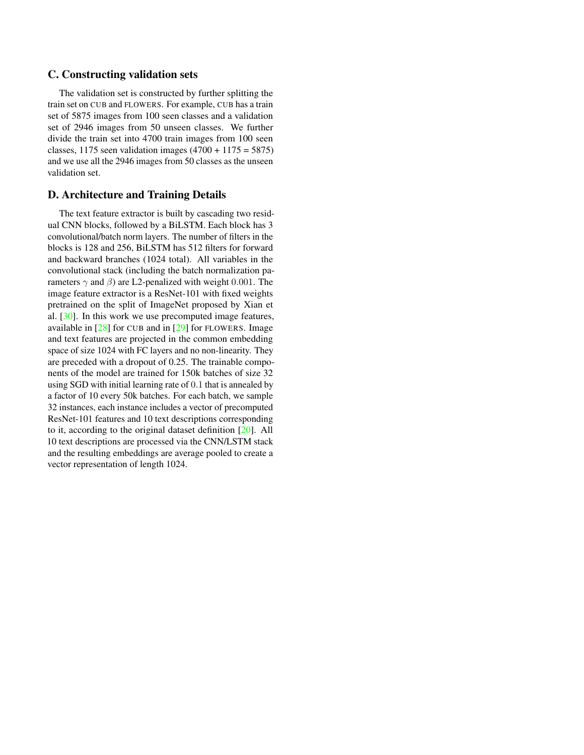## C. Constructing validation sets

The validation set is constructed by further splitting the train set on CUB and FLOWERS. For example, CUB has a train set of 5875 images from 100 seen classes and a validation set of 2946 images from 50 unseen classes. We further divide the train set into 4700 train images from 100 seen classes, 1175 seen validation images (4700 + 1175 = 5875) and we use all the 2946 images from 50 classes as the unseen validation set.

## D. Architecture and Training Details

The text feature extractor is built by cascading two residual CNN blocks, followed by a BiLSTM. Each block has 3 convolutional/batch norm layers. The number of filters in the blocks is 128 and 256, BiLSTM has 512 filters for forward and backward branches (1024 total). All variables in the convolutional stack (including the batch normalization parameters $\gamma$ and $\beta$) are L2-penalized with weight $0.001$. The image feature extractor is a ResNet-101 with fixed weights pretrained on the split of ImageNet proposed by Xian et al. [30]. In this work we use precomputed image features, available in [28] for CUB and in [29] for FLOWERS. Image and text features are projected in the common embedding space of size 1024 with FC layers and no non-linearity. They are preceded with a dropout of 0.25. The trainable components of the model are trained for 150k batches of size 32 using SGD with initial learning rate of $0.1$ that is annealed by a factor of 10 every 50k batches. For each batch, we sample 32 instances, each instance includes a vector of precomputed ResNet-101 features and 10 text descriptions corresponding to it, according to the original dataset definition [20]. All 10 text descriptions are processed via the CNN/LSTM stack and the resulting embeddings are average pooled to create a vector representation of length 1024.